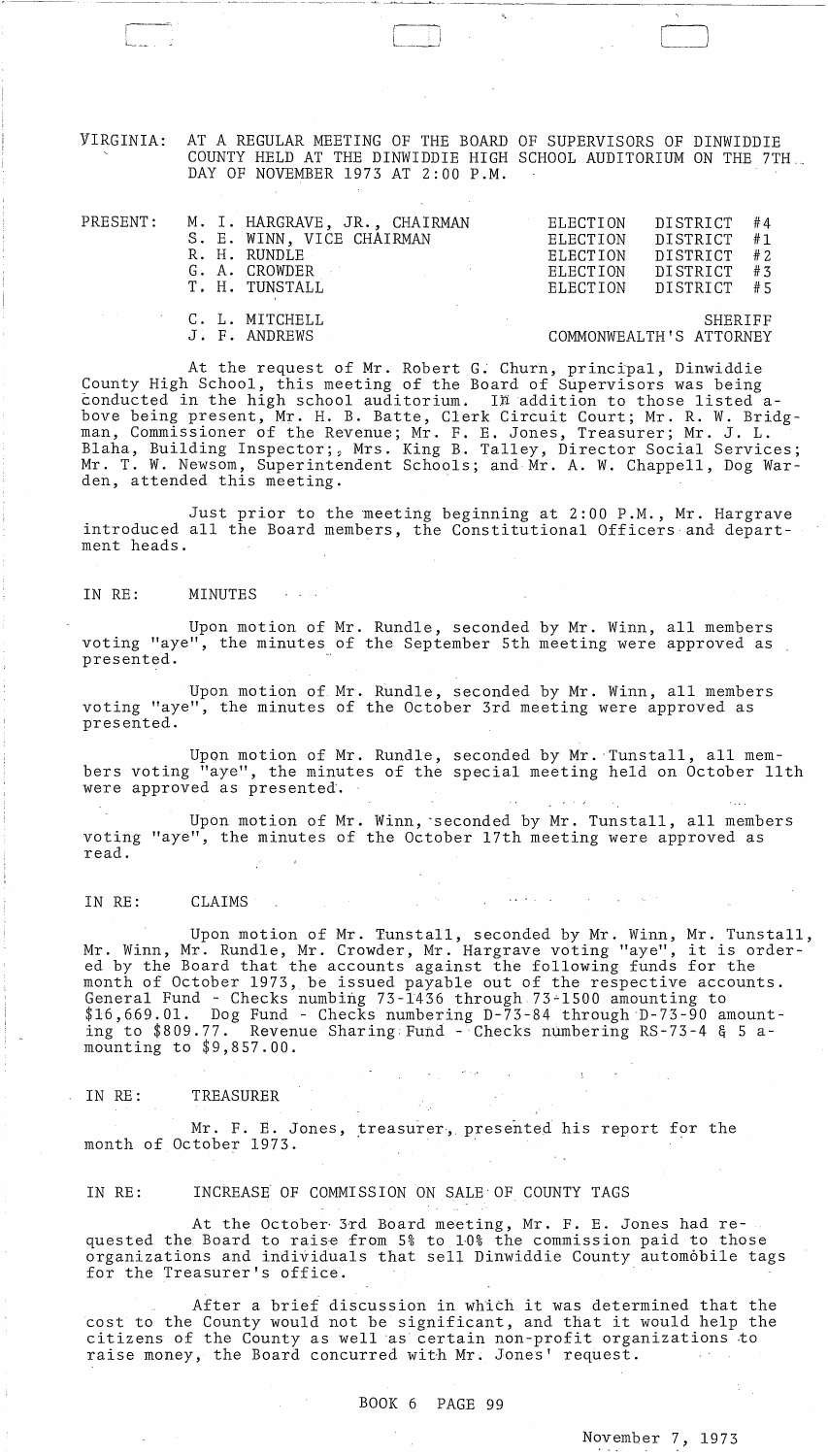VIRGINIA: AT A REGULAR MEETING OF THE BOARD OF SUPERVISORS OF DINWIDDIE COUNTY HELD AT THE DINWIDDIE HIGH SCHOOL AUDITORIUM ON THE 7TH DAY OF NOVEMBER 1973 AT 2:00 P.M.

| PRESENT: | | |
|---|---|---|
| | M. I. HARGRAVE, JR., CHAIRMAN | ELECTION DISTRICT #4 |
| | S. E. WINN, VICE CHAIRMAN | ELECTION DISTRICT #1 |
| | R. H. RUNDLE | ELECTION DISTRICT #2 |
| | G. A. CROWDER | ELECTION DISTRICT #3 |
| | T. H. TUNSTALL | ELECTION DISTRICT #5 |
| | C. L. MITCHELL | SHERIFF |
| | J. F. ANDREWS | COMMONWEALTH'S ATTORNEY |

At the request of Mr. Robert G. Churn, principal, Dinwiddie County High School, this meeting of the Board of Supervisors was being conducted in the high school auditorium. In addition to those listed above being present, Mr. H. B. Batte, Clerk Circuit Court; Mr. R. W. Bridgman, Commissioner of the Revenue; Mr. F. E. Jones, Treasurer; Mr. J. L. Blaha, Building Inspector; Mrs. King B. Talley, Director Social Services; Mr. T. W. Newsom, Superintendent Schools; and Mr. A. W. Chappell, Dog Warden, attended this meeting.

Just prior to the meeting beginning at 2:00 P.M., Mr. Hargrave introduced all the Board members, the Constitutional Officers and department heads.

IN RE: MINUTES

Upon motion of Mr. Rundle, seconded by Mr. Winn, all members voting "aye", the minutes of the September 5th meeting were approved as presented.

Upon motion of Mr. Rundle, seconded by Mr. Winn, all members voting "aye", the minutes of the October 3rd meeting were approved as presented.

Upon motion of Mr. Rundle, seconded by Mr. Tunstall, all members voting "aye", the minutes of the special meeting held on October 11th were approved as presented.

Upon motion of Mr. Winn, seconded by Mr. Tunstall, all members voting "aye", the minutes of the October 17th meeting were approved as read.

IN RE: CLAIMS

Upon motion of Mr. Tunstall, seconded by Mr. Winn, Mr. Tunstall, Mr. Winn, Mr. Rundle, Mr. Crowder, Mr. Hargrave voting "aye", it is ordered by the Board that the accounts against the following funds for the month of October 1973, be issued payable out of the respective accounts. General Fund - Checks numbing 73-1436 through 73-1500 amounting to $16,669.01. Dog Fund - Checks numbering D-73-84 through D-73-90 amounting to $809.77. Revenue Sharing Fund - Checks numbering RS-73-4 & 5 amounting to $9,857.00.

IN RE: TREASURER

Mr. F. E. Jones, treasurer, presented his report for the month of October 1973.

IN RE: INCREASE OF COMMISSION ON SALE OF COUNTY TAGS

At the October 3rd Board meeting, Mr. F. E. Jones had requested the Board to raise from 5% to 10% the commission paid to those organizations and individuals that sell Dinwiddie County automobile tags for the Treasurer's office.

After a brief discussion in which it was determined that the cost to the County would not be significant, and that it would help the citizens of the County as well as certain non-profit organizations to raise money, the Board concurred with Mr. Jones' request.

BOOK 6 PAGE 99

November 7, 1973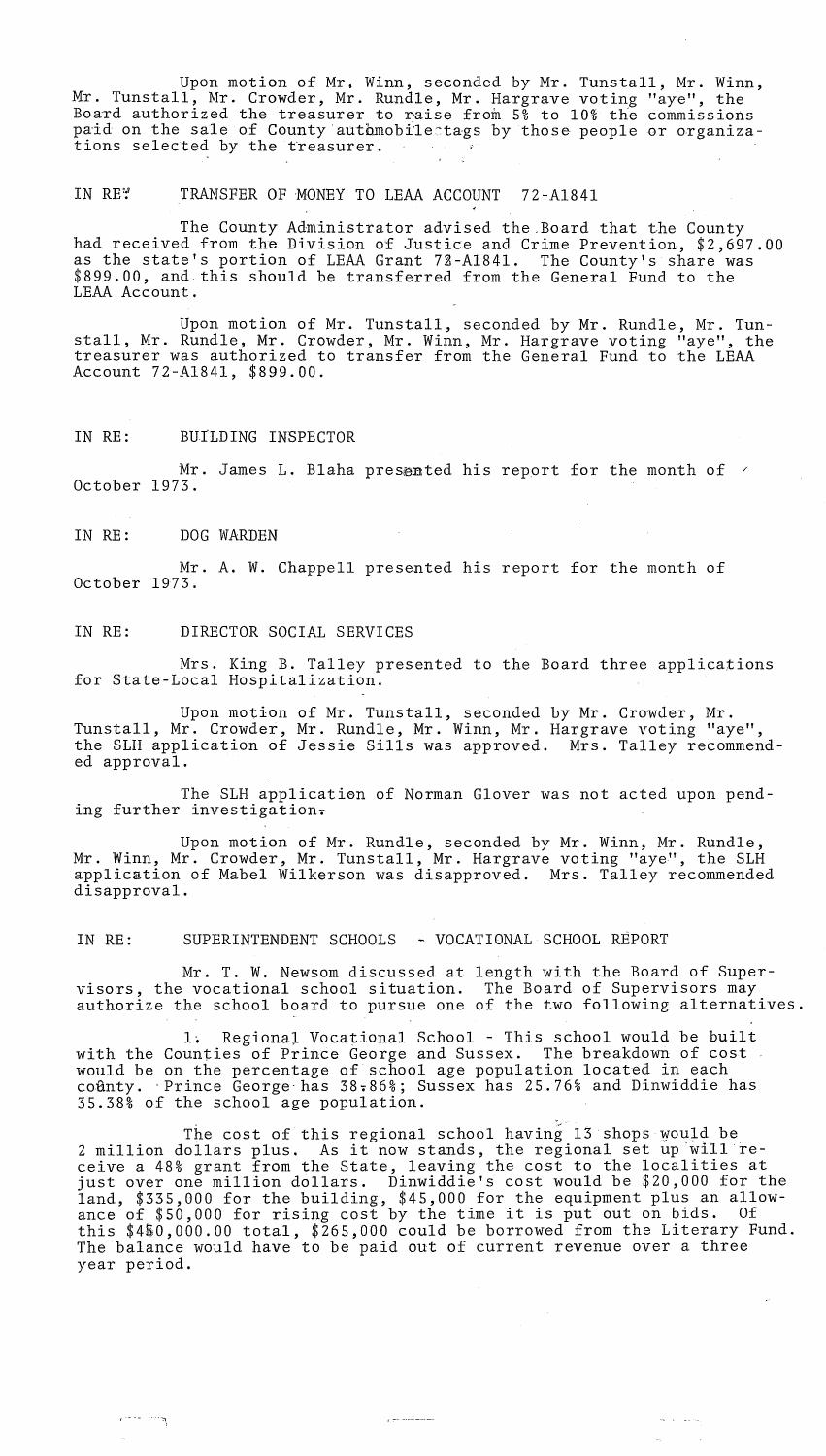Upon motion of Mr. Winn, seconded by Mr. Tunstall, Mr. Winn, Mr. Tunstall, Mr. Crowder, Mr. Rundle, Mr. Hargrave voting "aye", the Board authorized the treasurer to raise from 5% to 10% the commissions paid on the sale of County automobile tags by those people or organizations selected by the treasurer.

IN RE: TRANSFER OF MONEY TO LEAA ACCOUNT 72-A1841

The County Administrator advised the Board that the County had received from the Division of Justice and Crime Prevention, $2,697.00 as the state's portion of LEAA Grant 72-A1841. The County's share was $899.00, and this should be transferred from the General Fund to the LEAA Account.

Upon motion of Mr. Tunstall, seconded by Mr. Rundle, Mr. Tunstall, Mr. Rundle, Mr. Crowder, Mr. Winn, Mr. Hargrave voting "aye", the treasurer was authorized to transfer from the General Fund to the LEAA Account 72-A1841, $899.00.

IN RE: BUILDING INSPECTOR

Mr. James L. Blaha presented his report for the month of October 1973.

IN RE: DOG WARDEN

Mr. A. W. Chappell presented his report for the month of October 1973.

IN RE: DIRECTOR SOCIAL SERVICES

Mrs. King B. Talley presented to the Board three applications for State-Local Hospitalization.

Upon motion of Mr. Tunstall, seconded by Mr. Crowder, Mr. Tunstall, Mr. Crowder, Mr. Rundle, Mr. Winn, Mr. Hargrave voting "aye", the SLH application of Jessie Sills was approved. Mrs. Talley recommended approval.

The SLH application of Norman Glover was not acted upon pending further investigation.

Upon motion of Mr. Rundle, seconded by Mr. Winn, Mr. Rundle, Mr. Winn, Mr. Crowder, Mr. Tunstall, Mr. Hargrave voting "aye", the SLH application of Mabel Wilkerson was disapproved. Mrs. Talley recommended disapproval.

IN RE: SUPERINTENDENT SCHOOLS - VOCATIONAL SCHOOL REPORT

Mr. T. W. Newsom discussed at length with the Board of Supervisors, the vocational school situation. The Board of Supervisors may authorize the school board to pursue one of the two following alternatives.

1. Regional Vocational School - This school would be built with the Counties of Prince George and Sussex. The breakdown of cost would be on the percentage of school age population located in each county. Prince George has 38.86%; Sussex has 25.76% and Dinwiddie has 35.38% of the school age population.

The cost of this regional school having 13 shops would be 2 million dollars plus. As it now stands, the regional set up will receive a 48% grant from the State, leaving the cost to the localities at just over one million dollars. Dinwiddie's cost would be $20,000 for the land, $335,000 for the building, $45,000 for the equipment plus an allowance of $50,000 for rising cost by the time it is put out on bids. Of this $450,000.00 total, $265,000 could be borrowed from the Literary Fund. The balance would have to be paid out of current revenue over a three year period.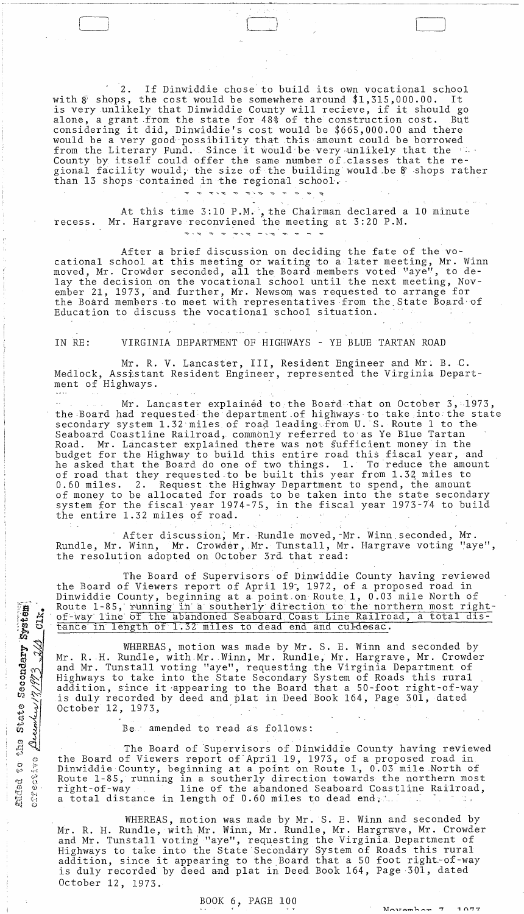2. If Dinwiddie chose to build its own vocational school with 8 shops, the cost would be somewhere around $1,315,000.00. It is very unlikely that Dinwiddie County will recieve, if it should go alone, a grant from the state for 48% of the construction cost. But considering it did, Dinwiddie's cost would be $665,000.00 and there would be a very good possibility that this amount could be borrowed from the Literary Fund. Since it would be very unlikely that the County by itself could offer the same number of classes that the regional facility would, the size of the building would be 8 shops rather than 13 shops contained in the regional school.

At this time 3:10 P.M., the Chairman declared a 10 minute recess. Mr. Hargrave reconviened the meeting at 3:20 P.M.

After a brief discussion on deciding the fate of the vocational school at this meeting or waiting to a later meeting, Mr. Winn moved, Mr. Crowder seconded, all the Board members voted "aye", to delay the decision on the vocational school until the next meeting, November 21, 1973, and further, Mr. Newsom was requested to arrange for the Board members to meet with representatives from the State Board of Education to discuss the vocational school situation.

IN RE: VIRGINIA DEPARTMENT OF HIGHWAYS - YE BLUE TARTAN ROAD

Mr. R. V. Lancaster, III, Resident Engineer and Mr. B. C. Medlock, Assistant Resident Engineer, represented the Virginia Department of Highways.

Mr. Lancaster explained to the Board that on October 3, 1973, the Board had requested the department of highways to take into the state secondary system 1.32 miles of road leading from U. S. Route 1 to the Seaboard Coastline Railroad, commonly referred to as Ye Blue Tartan Road. Mr. Lancaster explained there was not sufficient money in the budget for the Highway to build this entire road this fiscal year, and he asked that the Board do one of two things. 1. To reduce the amount of road that they requested to be built this year from 1.32 miles to 0.60 miles. 2. Request the Highway Department to spend, the amount of money to be allocated for roads to be taken into the state secondary system for the fiscal year 1974-75, in the fiscal year 1973-74 to build the entire 1.32 miles of road.

After discussion, Mr. Rundle moved, Mr. Winn seconded, Mr. Rundle, Mr. Winn, Mr. Crowder, Mr. Tunstall, Mr. Hargrave voting "aye", the resolution adopted on October 3rd that read:

The Board of Supervisors of Dinwiddie County having reviewed the Board of Viewers report of April 19, 1972, of a proposed road in Dinwiddie County, beginning at a point on Route 1, 0.03 mile North of Route 1-85, running in a southerly direction to the northern most right-of-way line of the abandoned Seaboard Coast Line Railroad, a total distance in length of 1.32 miles to dead end and cul-de-sac.

WHEREAS, motion was made by Mr. S. E. Winn and seconded by Mr. R. H. Rundle, with Mr. Winn, Mr. Rundle, Mr. Hargrave, Mr. Crowder and Mr. Tunstall voting "aye", requesting the Virginia Department of Highways to take into the State Secondary System of Roads this rural addition, since it appearing to the Board that a 50-foot right-of-way is duly recorded by deed and plat in Deed Book 164, Page 301, dated October 12, 1973,

Be amended to read as follows:

The Board of Supervisors of Dinwiddie County having reviewed the Board of Viewers report of April 19, 1973, of a proposed road in Dinwiddie County, beginning at a point on Route 1, 0.03 mile North of Route 1-85, running in a southerly direction towards the northern most right-of-way line of the abandoned Seaboard Coastline Railroad, a total distance in length of 0.60 miles to dead end.

WHEREAS, motion was made by Mr. S. E. Winn and seconded by Mr. R. H. Rundle, with Mr. Winn, Mr. Rundle, Mr. Hargrave, Mr. Crowder and Mr. Tunstall voting "aye", requesting the Virginia Department of Highways to take into the State Secondary System of Roads this rural addition, since it appearing to the Board that a 50 foot right-of-way is duly recorded by deed and plat in Deed Book 164, Page 301, dated October 12, 1973.

Added to the State Secondary System effective December 17, 1973 — Clk.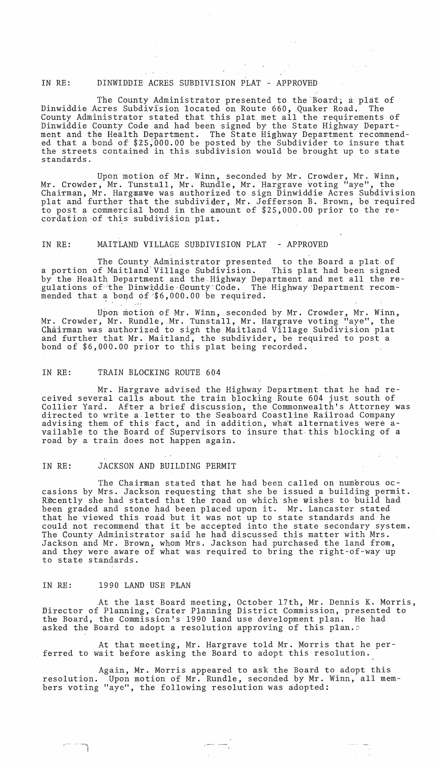IN RE: DINWIDDIE ACRES SUBDIVISION PLAT - APPROVED

The County Administrator presented to the Board, a plat of Dinwiddie Acres Subdivision located on Route 660, Quaker Road. The County Administrator stated that this plat met all the requirements of Dinwiddie County Code and had been signed by the State Highway Department and the Health Department. The State Highway Department recommended that a bond of $25,000.00 be posted by the Subdivider to insure that the streets contained in this subdivision would be brought up to state standards.

Upon motion of Mr. Winn, seconded by Mr. Crowder, Mr. Winn, Mr. Crowder, Mr. Tunstall, Mr. Rundle, Mr. Hargrave voting "aye", the Chairman, Mr. Hargrave was authorized to sign Dinwiddie Acres Subdivision plat and further that the subdivider, Mr. Jefferson B. Brown, be required to post a commercial bond in the amount of $25,000.00 prior to the recordation of this subdivision plat.

IN RE: MAITLAND VILLAGE SUBDIVISION PLAT - APPROVED

The County Administrator presented to the Board a plat of a portion of Maitland Village Subdivision. This plat had been signed by the Health Department and the Highway Department and met all the regulations of the Dinwiddie County Code. The Highway Department recommended that a bond of $6,000.00 be required.

Upon motion of Mr. Winn, seconded by Mr. Crowder, Mr. Winn, Mr. Crowder, Mr. Rundle, Mr. Tunstall, Mr. Hargrave voting "aye", the Chairman was authorized to sign the Maitland Village Subdivision plat and further that Mr. Maitland, the subdivider, be required to post a bond of $6,000.00 prior to this plat being recorded.

IN RE: TRAIN BLOCKING ROUTE 604

Mr. Hargrave advised the Highway Department that he had received several calls about the train blocking Route 604 just south of Collier Yard. After a brief discussion, the Commonwealth's Attorney was directed to write a letter to the Seaboard Coastline Railroad Company advising them of this fact, and in addition, what alternatives were available to the Board of Supervisors to insure that this blocking of a road by a train does not happen again.

IN RE: JACKSON AND BUILDING PERMIT

The Chairman stated that he had been called on numerous occasions by Mrs. Jackson requesting that she be issued a building permit. Recently she had stated that the road on which she wishes to build had been graded and stone had been placed upon it. Mr. Lancaster stated that he viewed this road but it was not up to state standards and he could not recommend that it be accepted into the state secondary system. The County Administrator said he had discussed this matter with Mrs. Jackson and Mr. Brown, whom Mrs. Jackson had purchased the land from, and they were aware of what was required to bring the right-of-way up to state standards.

IN RE: 1990 LAND USE PLAN

At the last Board meeting, October 17th, Mr. Dennis K. Morris, Director of Planning, Crater Planning District Commission, presented to the Board, the Commission's 1990 land use development plan. He had asked the Board to adopt a resolution approving of this plan.

At that meeting, Mr. Hargrave told Mr. Morris that he perferred to wait before asking the Board to adopt this resolution.

Again, Mr. Morris appeared to ask the Board to adopt this resolution. Upon motion of Mr. Rundle, seconded by Mr. Winn, all members voting "aye", the following resolution was adopted: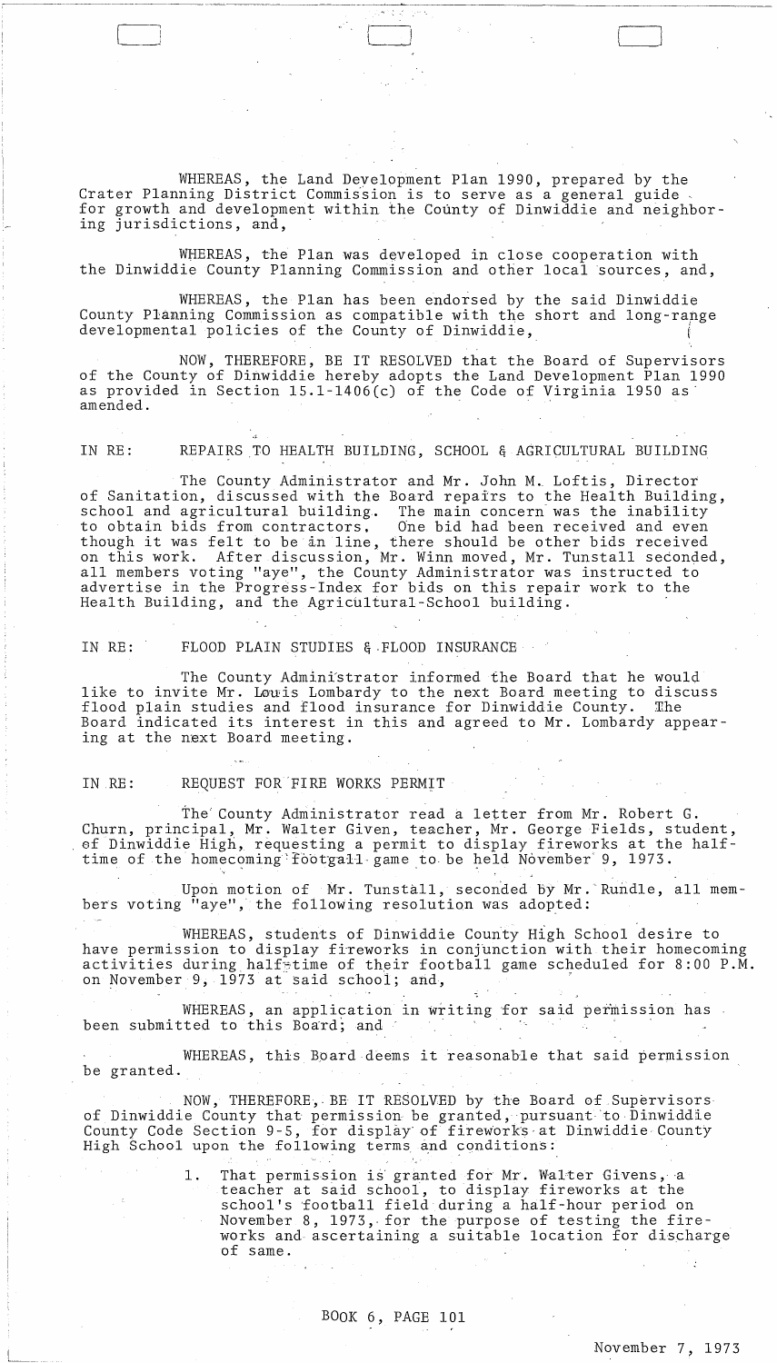WHEREAS, the Land Development Plan 1990, prepared by the Crater Planning District Commission is to serve as a general guide for growth and development within the County of Dinwiddie and neighboring jurisdictions, and,

WHEREAS, the Plan was developed in close cooperation with the Dinwiddie County Planning Commission and other local sources, and,

WHEREAS, the Plan has been endorsed by the said Dinwiddie County Planning Commission as compatible with the short and long-range developmental policies of the County of Dinwiddie,

NOW, THEREFORE, BE IT RESOLVED that the Board of Supervisors of the County of Dinwiddie hereby adopts the Land Development Plan 1990 as provided in Section 15.1-1406(c) of the Code of Virginia 1950 as amended.

IN RE: REPAIRS TO HEALTH BUILDING, SCHOOL & AGRICULTURAL BUILDING

The County Administrator and Mr. John M. Loftis, Director of Sanitation, discussed with the Board repairs to the Health Building, school and agricultural building. The main concern was the inability to obtain bids from contractors. One bid had been received and even though it was felt to be in line, there should be other bids received on this work. After discussion, Mr. Winn moved, Mr. Tunstall seconded, all members voting "aye", the County Administrator was instructed to advertise in the Progress-Index for bids on this repair work to the Health Building, and the Agricultural-School building.

IN RE: FLOOD PLAIN STUDIES & FLOOD INSURANCE

The County Administrator informed the Board that he would like to invite Mr. Louis Lombardy to the next Board meeting to discuss flood plain studies and flood insurance for Dinwiddie County. The Board indicated its interest in this and agreed to Mr. Lombardy appearing at the next Board meeting.

IN RE: REQUEST FOR FIRE WORKS PERMIT

The County Administrator read a letter from Mr. Robert G. Churn, principal, Mr. Walter Given, teacher, Mr. George Fields, student, of Dinwiddie High, requesting a permit to display fireworks at the halftime of the homecoming footgall game to be held November 9, 1973.

Upon motion of Mr. Tunstall, seconded by Mr. Rundle, all members voting "aye", the following resolution was adopted:

WHEREAS, students of Dinwiddie County High School desire to have permission to display fireworks in conjunction with their homecoming activities during half-time of their football game scheduled for 8:00 P.M. on November 9, 1973 at said school; and,

WHEREAS, an application in writing for said permission has been submitted to this Board; and

WHEREAS, this Board deems it reasonable that said permission be granted.

NOW, THEREFORE, BE IT RESOLVED by the Board of Supervisors of Dinwiddie County that permission be granted, pursuant to Dinwiddie County Code Section 9-5, for display of fireworks at Dinwiddie County High School upon the following terms and conditions:

1. That permission is granted for Mr. Walter Givens, a teacher at said school, to display fireworks at the school's football field during a half-hour period on November 8, 1973, for the purpose of testing the fireworks and ascertaining a suitable location for discharge of same.

BOOK 6, PAGE 101

November 7, 1973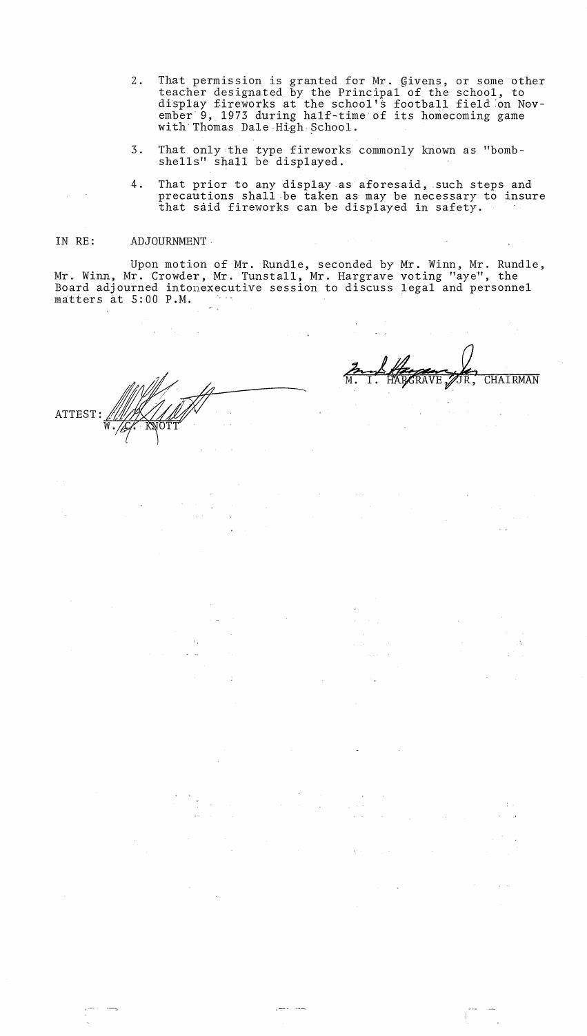2. That permission is granted for Mr. Givens, or some other teacher designated by the Principal of the school, to display fireworks at the school's football field on November 9, 1973 during half-time of its homecoming game with Thomas Dale High School.

3. That only the type fireworks commonly known as "bomb-shells" shall be displayed.

4. That prior to any display as aforesaid, such steps and precautions shall be taken as may be necessary to insure that said fireworks can be displayed in safety.

IN RE: ADJOURNMENT

Upon motion of Mr. Rundle, seconded by Mr. Winn, Mr. Rundle, Mr. Winn, Mr. Crowder, Mr. Tunstall, Mr. Hargrave voting "aye", the Board adjourned into executive session to discuss legal and personnel matters at 5:00 P.M.

M. I. HARGRAVE, JR., CHAIRMAN

ATTEST: W. C. KNOTT